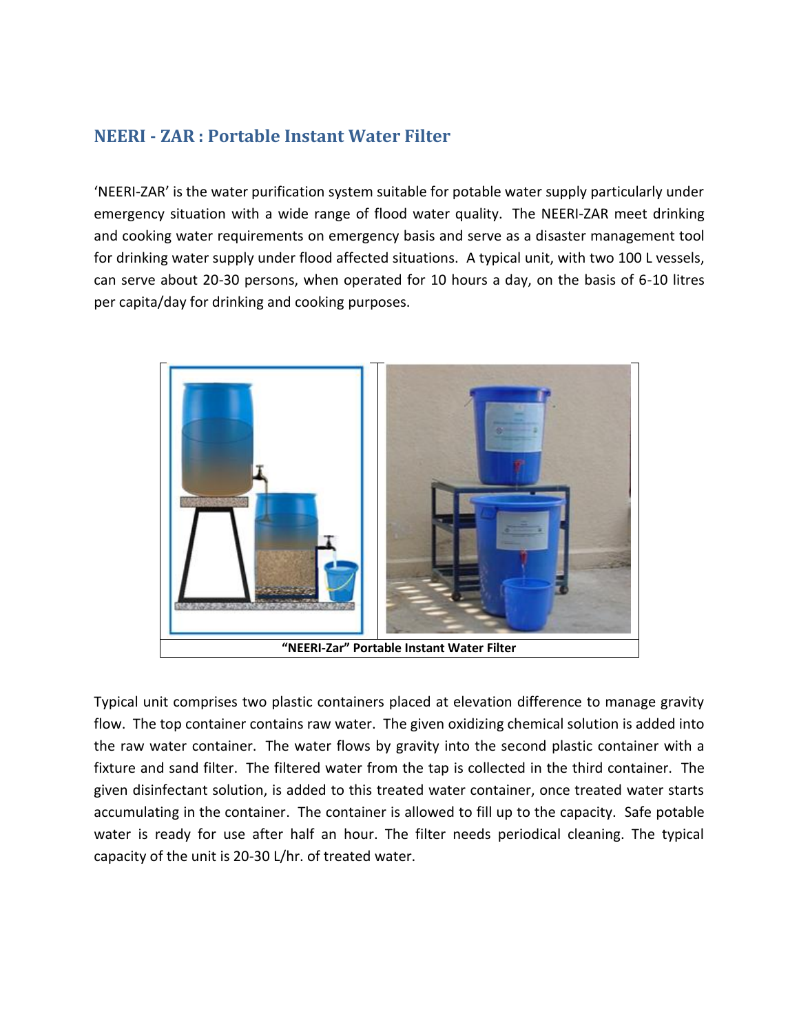## NEERI - ZAR : Portable Instant Water Filter

'NEERI-ZAR' is the water purification system suitable for potable water supply particularly under emergency situation with a wide range of flood water quality. The NEERI-ZAR meet drinking and cooking water requirements on emergency basis and serve as a disaster management tool for drinking water supply under flood affected situations. A typical unit, with two 100 L vessels, can serve about 20-30 persons, when operated for 10 hours a day, on the basis of 6-10 litres per capita/day for drinking and cooking purposes.

**"NEERI-Zar" Portable Instant Water Filter**

Typical unit comprises two plastic containers placed at elevation difference to manage gravity flow. The top container contains raw water. The given oxidizing chemical solution is added into the raw water container. The water flows by gravity into the second plastic container with a fixture and sand filter. The filtered water from the tap is collected in the third container. The given disinfectant solution, is added to this treated water container, once treated water starts accumulating in the container. The container is allowed to fill up to the capacity. Safe potable water is ready for use after half an hour. The filter needs periodical cleaning. The typical capacity of the unit is 20-30 L/hr. of treated water.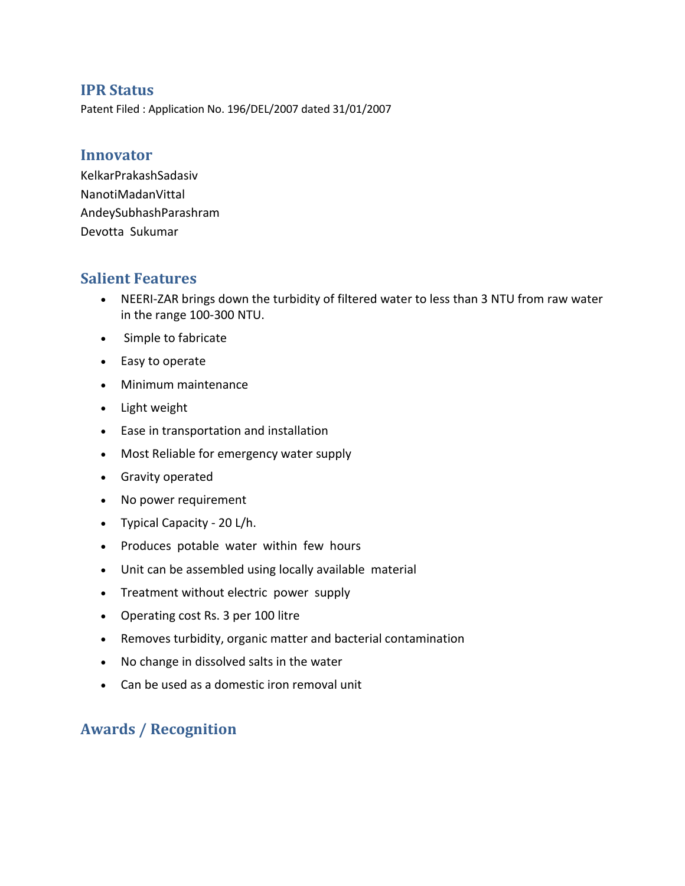## IPR Status

Patent Filed : Application No. 196/DEL/2007 dated 31/01/2007

## Innovator

KelkarPrakashSadasiv
NanotiMadanVittal
AndeySubhashParashram
Devotta Sukumar

## Salient Features

- NEERI-ZAR brings down the turbidity of filtered water to less than 3 NTU from raw water in the range 100-300 NTU.
- Simple to fabricate
- Easy to operate
- Minimum maintenance
- Light weight
- Ease in transportation and installation
- Most Reliable for emergency water supply
- Gravity operated
- No power requirement
- Typical Capacity - 20 L/h.
- Produces potable water within few hours
- Unit can be assembled using locally available material
- Treatment without electric power supply
- Operating cost Rs. 3 per 100 litre
- Removes turbidity, organic matter and bacterial contamination
- No change in dissolved salts in the water
- Can be used as a domestic iron removal unit

## Awards / Recognition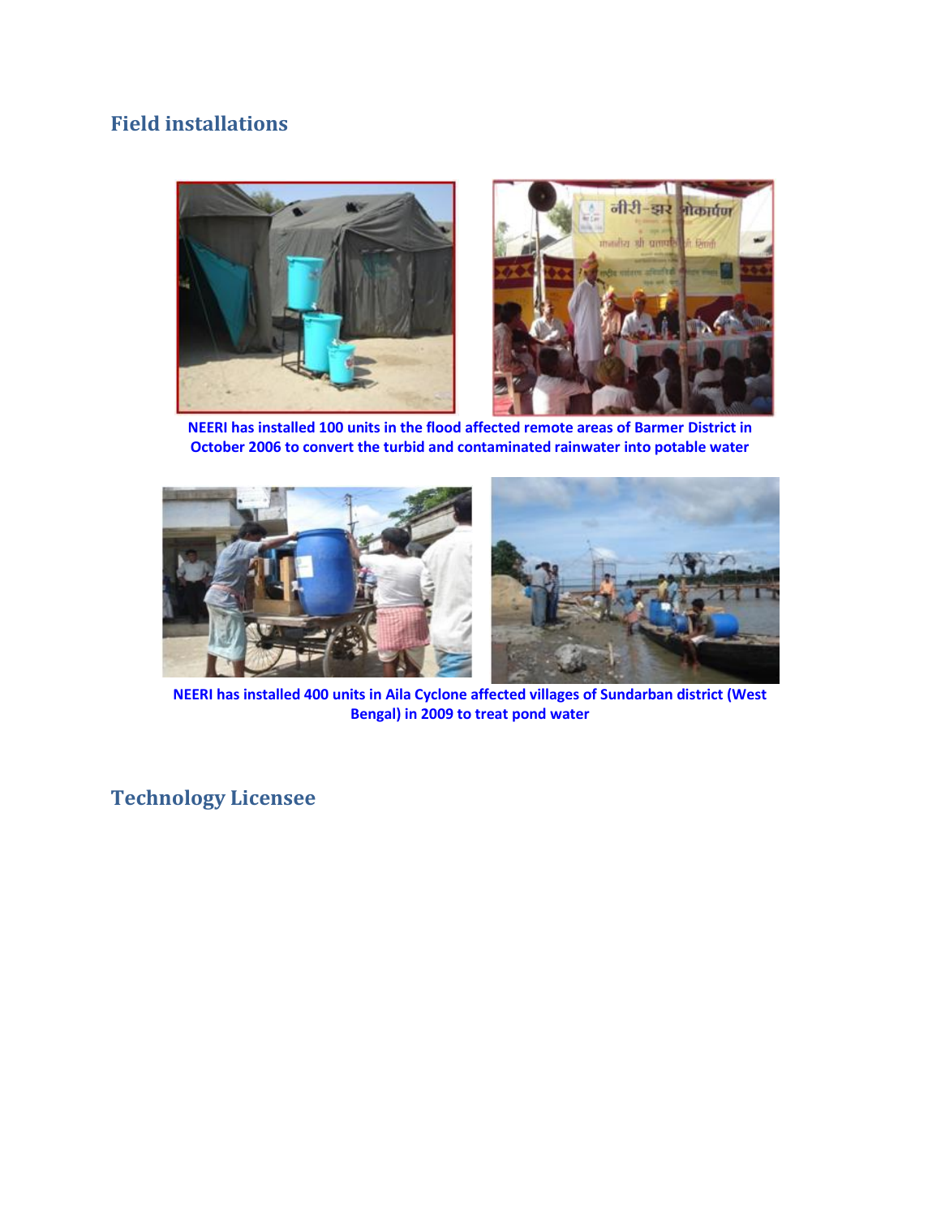## Field installations

**NEERI has installed 100 units in the flood affected remote areas of Barmer District in October 2006 to convert the turbid and contaminated rainwater into potable water**

**NEERI has installed 400 units in Aila Cyclone affected villages of Sundarban district (West Bengal) in 2009 to treat pond water**

## Technology Licensee